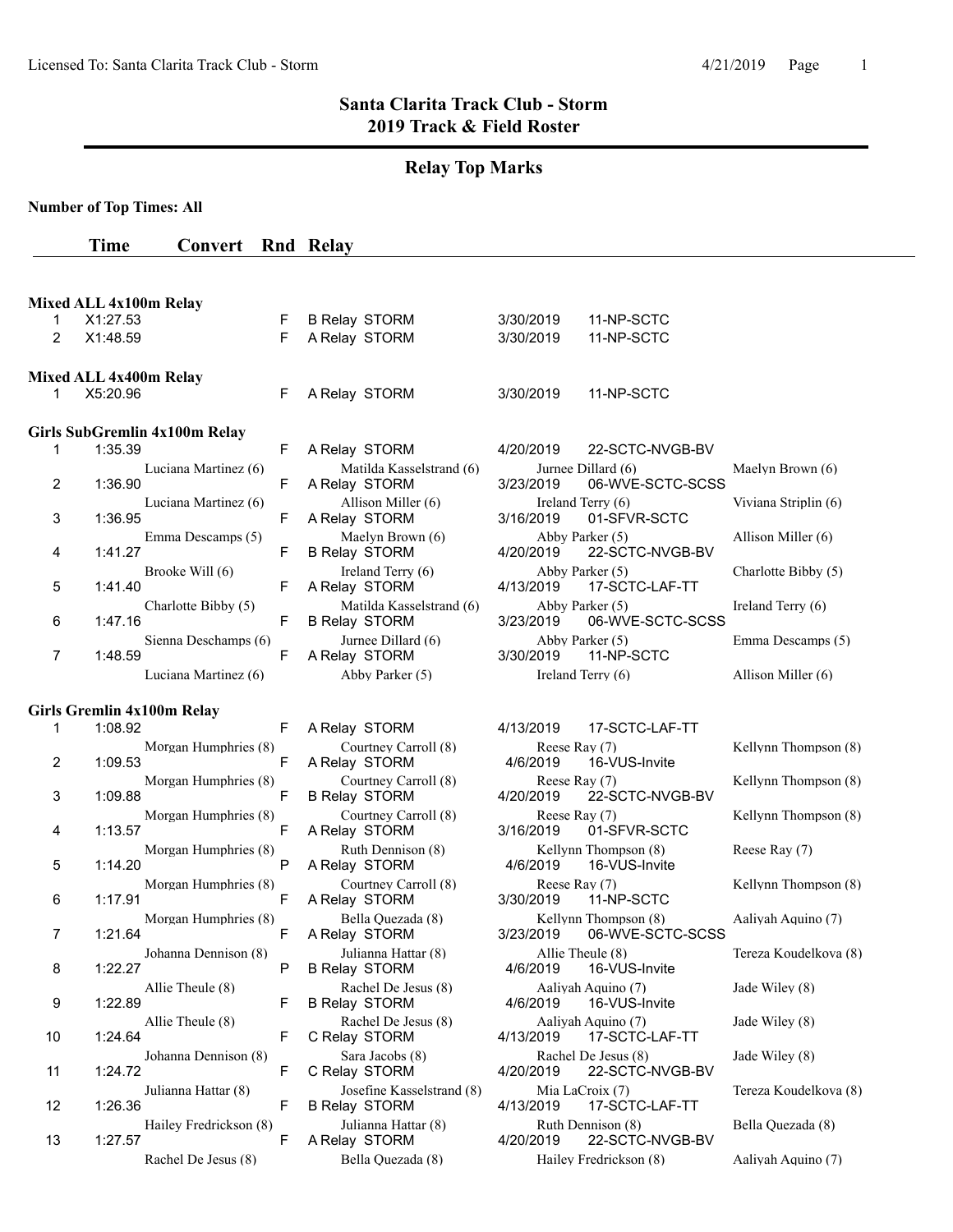# Santa Clarita Track Club - Storm
## 2019 Track & Field Roster

### Relay Top Marks

**Number of Top Times: All**

| | Time | Convert | Rnd | Relay | | |
|---|---|---|---|---|---|---|

**Mixed ALL 4x100m Relay**

| | Time | Convert | Rnd | Relay | Date | Meet |
|---|---|---|---|---|---|---|
| 1 | X1:27.53 | | F | B Relay STORM | 3/30/2019 | 11-NP-SCTC |
| 2 | X1:48.59 | | F | A Relay STORM | 3/30/2019 | 11-NP-SCTC |

**Mixed ALL 4x400m Relay**

| | Time | Convert | Rnd | Relay | Date | Meet |
|---|---|---|---|---|---|---|
| 1 | X5:20.96 | | F | A Relay STORM | 3/30/2019 | 11-NP-SCTC |

**Girls SubGremlin 4x100m Relay**

| | Time | Convert | Rnd | Relay | Date | Meet | |
|---|---|---|---|---|---|---|---|
| 1 | 1:35.39 | | F | A Relay STORM | 4/20/2019 | 22-SCTC-NVGB-BV | |
| | Luciana Martinez (6) | | | Matilda Kasselstrand (6) | Jurnee Dillard (6) | | Maelyn Brown (6) |
| 2 | 1:36.90 | | F | A Relay STORM | 3/23/2019 | 06-WVE-SCTC-SCSS | |
| | Luciana Martinez (6) | | | Allison Miller (6) | Ireland Terry (6) | | Viviana Striplin (6) |
| 3 | 1:36.95 | | F | A Relay STORM | 3/16/2019 | 01-SFVR-SCTC | |
| | Emma Descamps (5) | | | Maelyn Brown (6) | Abby Parker (5) | | Allison Miller (6) |
| 4 | 1:41.27 | | F | B Relay STORM | 4/20/2019 | 22-SCTC-NVGB-BV | |
| | Brooke Will (6) | | | Ireland Terry (6) | Abby Parker (5) | | Charlotte Bibby (5) |
| 5 | 1:41.40 | | F | A Relay STORM | 4/13/2019 | 17-SCTC-LAF-TT | |
| | Charlotte Bibby (5) | | | Matilda Kasselstrand (6) | Abby Parker (5) | | Ireland Terry (6) |
| 6 | 1:47.16 | | F | B Relay STORM | 3/23/2019 | 06-WVE-SCTC-SCSS | |
| | Sienna Deschamps (6) | | | Jurnee Dillard (6) | Abby Parker (5) | | Emma Descamps (5) |
| 7 | 1:48.59 | | F | A Relay STORM | 3/30/2019 | 11-NP-SCTC | |
| | Luciana Martinez (6) | | | Abby Parker (5) | Ireland Terry (6) | | Allison Miller (6) |

**Girls Gremlin 4x100m Relay**

| | Time | Convert | Rnd | Relay | Date | Meet | |
|---|---|---|---|---|---|---|---|
| 1 | 1:08.92 | | F | A Relay STORM | 4/13/2019 | 17-SCTC-LAF-TT | |
| | Morgan Humphries (8) | | | Courtney Carroll (8) | Reese Ray (7) | | Kellynn Thompson (8) |
| 2 | 1:09.53 | | F | A Relay STORM | 4/6/2019 | 16-VUS-Invite | |
| | Morgan Humphries (8) | | | Courtney Carroll (8) | Reese Ray (7) | | Kellynn Thompson (8) |
| 3 | 1:09.88 | | F | B Relay STORM | 4/20/2019 | 22-SCTC-NVGB-BV | |
| | Morgan Humphries (8) | | | Courtney Carroll (8) | Reese Ray (7) | | Kellynn Thompson (8) |
| 4 | 1:13.57 | | F | A Relay STORM | 3/16/2019 | 01-SFVR-SCTC | |
| | Morgan Humphries (8) | | | Ruth Dennison (8) | Kellynn Thompson (8) | | Reese Ray (7) |
| 5 | 1:14.20 | | P | A Relay STORM | 4/6/2019 | 16-VUS-Invite | |
| | Morgan Humphries (8) | | | Courtney Carroll (8) | Reese Ray (7) | | Kellynn Thompson (8) |
| 6 | 1:17.91 | | F | A Relay STORM | 3/30/2019 | 11-NP-SCTC | |
| | Morgan Humphries (8) | | | Bella Quezada (8) | Kellynn Thompson (8) | | Aaliyah Aquino (7) |
| 7 | 1:21.64 | | F | A Relay STORM | 3/23/2019 | 06-WVE-SCTC-SCSS | |
| | Johanna Dennison (8) | | | Julianna Hattar (8) | Allie Theule (8) | | Tereza Koudelkova (8) |
| 8 | 1:22.27 | | P | B Relay STORM | 4/6/2019 | 16-VUS-Invite | |
| | Allie Theule (8) | | | Rachel De Jesus (8) | Aaliyah Aquino (7) | | Jade Wiley (8) |
| 9 | 1:22.89 | | F | B Relay STORM | 4/6/2019 | 16-VUS-Invite | |
| | Allie Theule (8) | | | Rachel De Jesus (8) | Aaliyah Aquino (7) | | Jade Wiley (8) |
| 10 | 1:24.64 | | F | C Relay STORM | 4/13/2019 | 17-SCTC-LAF-TT | |
| | Johanna Dennison (8) | | | Sara Jacobs (8) | Rachel De Jesus (8) | | Jade Wiley (8) |
| 11 | 1:24.72 | | F | C Relay STORM | 4/20/2019 | 22-SCTC-NVGB-BV | |
| | Julianna Hattar (8) | | | Josefine Kasselstrand (8) | Mia LaCroix (7) | | Tereza Koudelkova (8) |
| 12 | 1:26.36 | | F | B Relay STORM | 4/13/2019 | 17-SCTC-LAF-TT | |
| | Hailey Fredrickson (8) | | | Julianna Hattar (8) | Ruth Dennison (8) | | Bella Quezada (8) |
| 13 | 1:27.57 | | F | A Relay STORM | 4/20/2019 | 22-SCTC-NVGB-BV | |
| | Rachel De Jesus (8) | | | Bella Quezada (8) | Hailey Fredrickson (8) | | Aaliyah Aquino (7) |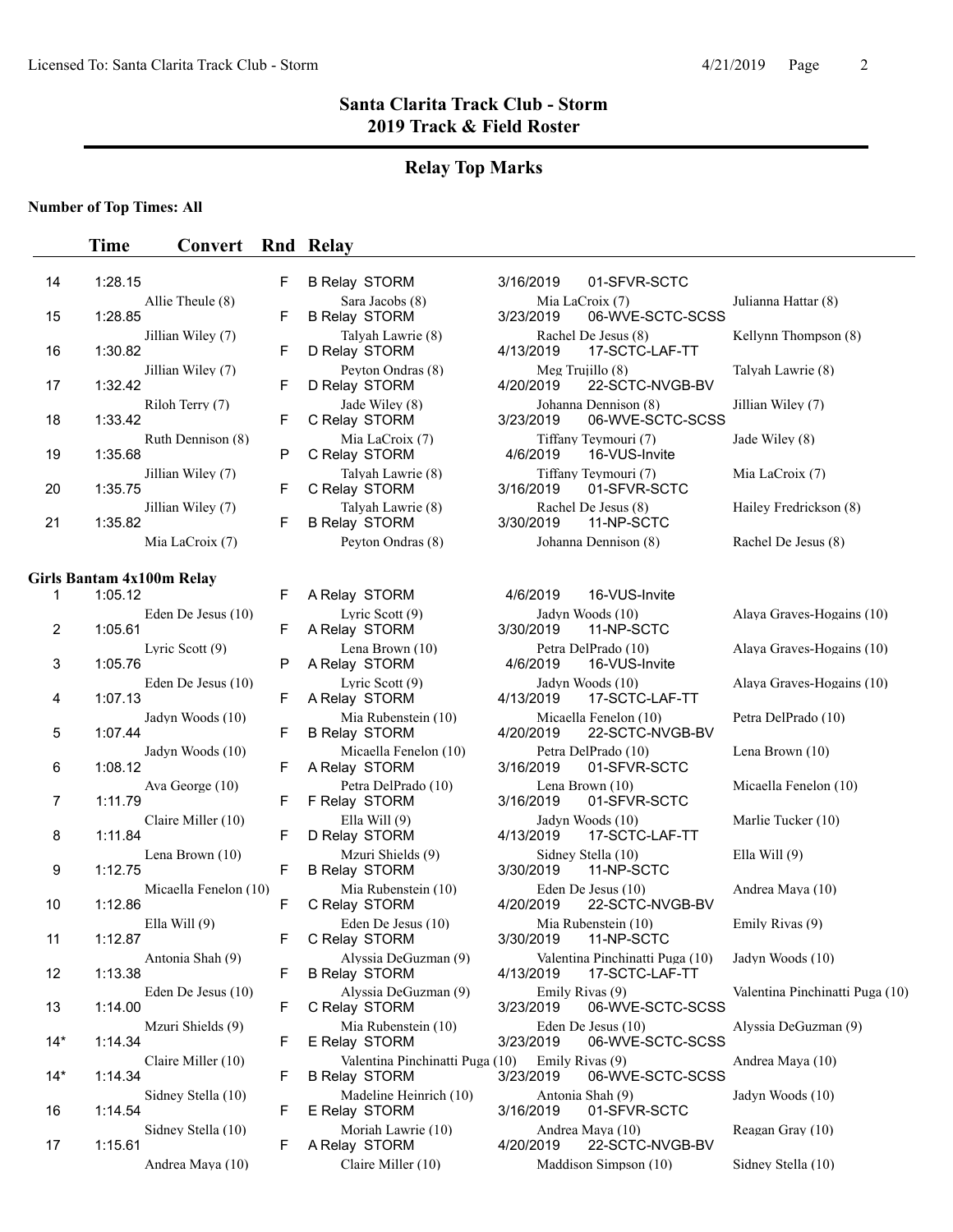# Santa Clarita Track Club - Storm
## 2019 Track & Field Roster

### Relay Top Marks

**Number of Top Times: All**

| | Time | Convert | Rnd | Relay | | |
|---|---|---|---|---|---|---|
| 14 | 1:28.15 | | F | B Relay STORM | 3/16/2019 | 01-SFVR-SCTC |
| | Allie Theule (8) | | | Sara Jacobs (8) | Mia LaCroix (7) | Julianna Hattar (8) |
| 15 | 1:28.85 | | F | B Relay STORM | 3/23/2019 | 06-WVE-SCTC-SCSS |
| | Jillian Wiley (7) | | | Talyah Lawrie (8) | Rachel De Jesus (8) | Kellynn Thompson (8) |
| 16 | 1:30.82 | | F | D Relay STORM | 4/13/2019 | 17-SCTC-LAF-TT |
| | Jillian Wiley (7) | | | Peyton Ondras (8) | Meg Trujillo (8) | Talyah Lawrie (8) |
| 17 | 1:32.42 | | F | D Relay STORM | 4/20/2019 | 22-SCTC-NVGB-BV |
| | Riloh Terry (7) | | | Jade Wiley (8) | Johanna Dennison (8) | Jillian Wiley (7) |
| 18 | 1:33.42 | | F | C Relay STORM | 3/23/2019 | 06-WVE-SCTC-SCSS |
| | Ruth Dennison (8) | | | Mia LaCroix (7) | Tiffany Teymouri (7) | Jade Wiley (8) |
| 19 | 1:35.68 | | P | C Relay STORM | 4/6/2019 | 16-VUS-Invite |
| | Jillian Wiley (7) | | | Talyah Lawrie (8) | Tiffany Teymouri (7) | Mia LaCroix (7) |
| 20 | 1:35.75 | | F | C Relay STORM | 3/16/2019 | 01-SFVR-SCTC |
| | Jillian Wiley (7) | | | Talyah Lawrie (8) | Rachel De Jesus (8) | Hailey Fredrickson (8) |
| 21 | 1:35.82 | | F | B Relay STORM | 3/30/2019 | 11-NP-SCTC |
| | Mia LaCroix (7) | | | Peyton Ondras (8) | Johanna Dennison (8) | Rachel De Jesus (8) |

**Girls Bantam 4x100m Relay**

| | Time | Convert | Rnd | Relay | | |
|---|---|---|---|---|---|---|
| 1 | 1:05.12 | | F | A Relay STORM | 4/6/2019 | 16-VUS-Invite |
| | Eden De Jesus (10) | | | Lyric Scott (9) | Jadyn Woods (10) | Alaya Graves-Hogains (10) |
| 2 | 1:05.61 | | F | A Relay STORM | 3/30/2019 | 11-NP-SCTC |
| | Lyric Scott (9) | | | Lena Brown (10) | Petra DelPrado (10) | Alaya Graves-Hogains (10) |
| 3 | 1:05.76 | | P | A Relay STORM | 4/6/2019 | 16-VUS-Invite |
| | Eden De Jesus (10) | | | Lyric Scott (9) | Jadyn Woods (10) | Alaya Graves-Hogains (10) |
| 4 | 1:07.13 | | F | A Relay STORM | 4/13/2019 | 17-SCTC-LAF-TT |
| | Jadyn Woods (10) | | | Mia Rubenstein (10) | Micaella Fenelon (10) | Petra DelPrado (10) |
| 5 | 1:07.44 | | F | B Relay STORM | 4/20/2019 | 22-SCTC-NVGB-BV |
| | Jadyn Woods (10) | | | Micaella Fenelon (10) | Petra DelPrado (10) | Lena Brown (10) |
| 6 | 1:08.12 | | F | A Relay STORM | 3/16/2019 | 01-SFVR-SCTC |
| | Ava George (10) | | | Petra DelPrado (10) | Lena Brown (10) | Micaella Fenelon (10) |
| 7 | 1:11.79 | | F | F Relay STORM | 3/16/2019 | 01-SFVR-SCTC |
| | Claire Miller (10) | | | Ella Will (9) | Jadyn Woods (10) | Marlie Tucker (10) |
| 8 | 1:11.84 | | F | D Relay STORM | 4/13/2019 | 17-SCTC-LAF-TT |
| | Lena Brown (10) | | | Mzuri Shields (9) | Sidney Stella (10) | Ella Will (9) |
| 9 | 1:12.75 | | F | B Relay STORM | 3/30/2019 | 11-NP-SCTC |
| | Micaella Fenelon (10) | | | Mia Rubenstein (10) | Eden De Jesus (10) | Andrea Maya (10) |
| 10 | 1:12.86 | | F | C Relay STORM | 4/20/2019 | 22-SCTC-NVGB-BV |
| | Ella Will (9) | | | Eden De Jesus (10) | Mia Rubenstein (10) | Emily Rivas (9) |
| 11 | 1:12.87 | | F | C Relay STORM | 3/30/2019 | 11-NP-SCTC |
| | Antonia Shah (9) | | | Alyssia DeGuzman (9) | Valentina Pinchinatti Puga (10) | Jadyn Woods (10) |
| 12 | 1:13.38 | | F | B Relay STORM | 4/13/2019 | 17-SCTC-LAF-TT |
| | Eden De Jesus (10) | | | Alyssia DeGuzman (9) | Emily Rivas (9) | Valentina Pinchinatti Puga (10) |
| 13 | 1:14.00 | | F | C Relay STORM | 3/23/2019 | 06-WVE-SCTC-SCSS |
| | Mzuri Shields (9) | | | Mia Rubenstein (10) | Eden De Jesus (10) | Alyssia DeGuzman (9) |
| 14* | 1:14.34 | | F | E Relay STORM | 3/23/2019 | 06-WVE-SCTC-SCSS |
| | Claire Miller (10) | | | Valentina Pinchinatti Puga (10) | Emily Rivas (9) | Andrea Maya (10) |
| 14* | 1:14.34 | | F | B Relay STORM | 3/23/2019 | 06-WVE-SCTC-SCSS |
| | Sidney Stella (10) | | | Madeline Heinrich (10) | Antonia Shah (9) | Jadyn Woods (10) |
| 16 | 1:14.54 | | F | E Relay STORM | 3/16/2019 | 01-SFVR-SCTC |
| | Sidney Stella (10) | | | Moriah Lawrie (10) | Andrea Maya (10) | Reagan Gray (10) |
| 17 | 1:15.61 | | F | A Relay STORM | 4/20/2019 | 22-SCTC-NVGB-BV |
| | Andrea Maya (10) | | | Claire Miller (10) | Maddison Simpson (10) | Sidney Stella (10) |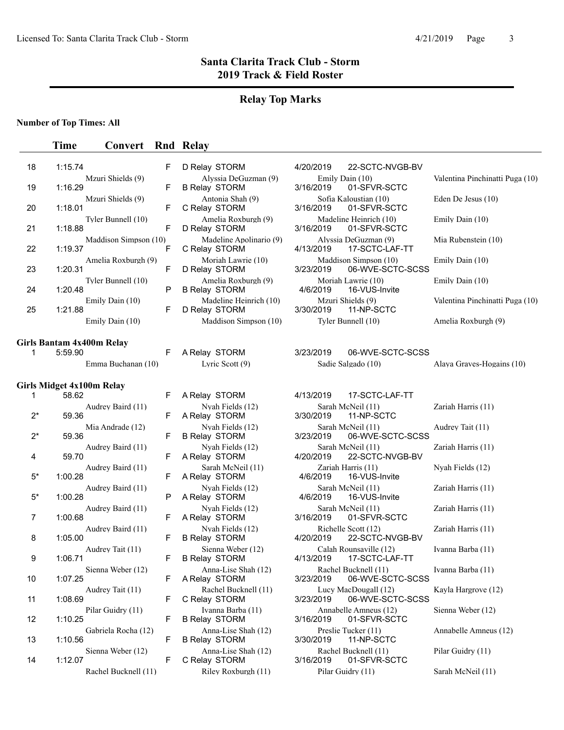# Santa Clarita Track Club - Storm
## 2019 Track & Field Roster

## Relay Top Marks

**Number of Top Times: All**

| | Time | Convert | Rnd | Relay | Date | Meet | |
|---|---|---|---|---|---|---|---|
| 18 | 1:15.74 | | F | D Relay STORM | 4/20/2019 | 22-SCTC-NVGB-BV | |
| | Mzuri Shields (9) | | | Alyssia DeGuzman (9) | Emily Dain (10) | | Valentina Pinchinatti Puga (10) |
| 19 | 1:16.29 | | F | B Relay STORM | 3/16/2019 | 01-SFVR-SCTC | |
| | Mzuri Shields (9) | | | Antonia Shah (9) | Sofia Kaloustian (10) | | Eden De Jesus (10) |
| 20 | 1:18.01 | | F | C Relay STORM | 3/16/2019 | 01-SFVR-SCTC | |
| | Tyler Bunnell (10) | | | Amelia Roxburgh (9) | Madeline Heinrich (10) | | Emily Dain (10) |
| 21 | 1:18.88 | | F | D Relay STORM | 3/16/2019 | 01-SFVR-SCTC | |
| | Maddison Simpson (10) | | | Madeline Apolinario (9) | Alyssia DeGuzman (9) | | Mia Rubenstein (10) |
| 22 | 1:19.37 | | F | C Relay STORM | 4/13/2019 | 17-SCTC-LAF-TT | |
| | Amelia Roxburgh (9) | | | Moriah Lawrie (10) | Maddison Simpson (10) | | Emily Dain (10) |
| 23 | 1:20.31 | | F | D Relay STORM | 3/23/2019 | 06-WVE-SCTC-SCSS | |
| | Tyler Bunnell (10) | | | Amelia Roxburgh (9) | Moriah Lawrie (10) | | Emily Dain (10) |
| 24 | 1:20.48 | | P | B Relay STORM | 4/6/2019 | 16-VUS-Invite | |
| | Emily Dain (10) | | | Madeline Heinrich (10) | Mzuri Shields (9) | | Valentina Pinchinatti Puga (10) |
| 25 | 1:21.88 | | F | D Relay STORM | 3/30/2019 | 11-NP-SCTC | |
| | Emily Dain (10) | | | Maddison Simpson (10) | Tyler Bunnell (10) | | Amelia Roxburgh (9) |

**Girls Bantam 4x400m Relay**

| | Time | Convert | Rnd | Relay | Date | Meet | |
|---|---|---|---|---|---|---|---|
| 1 | 5:59.90 | | F | A Relay STORM | 3/23/2019 | 06-WVE-SCTC-SCSS | |
| | Emma Buchanan (10) | | | Lyric Scott (9) | Sadie Salgado (10) | | Alaya Graves-Hogains (10) |

**Girls Midget 4x100m Relay**

| | Time | Convert | Rnd | Relay | Date | Meet | |
|---|---|---|---|---|---|---|---|
| 1 | 58.62 | | F | A Relay STORM | 4/13/2019 | 17-SCTC-LAF-TT | |
| | Audrey Baird (11) | | | Nyah Fields (12) | Sarah McNeil (11) | | Zariah Harris (11) |
| 2* | 59.36 | | F | A Relay STORM | 3/30/2019 | 11-NP-SCTC | |
| | Mia Andrade (12) | | | Nyah Fields (12) | Sarah McNeil (11) | | Audrey Tait (11) |
| 2* | 59.36 | | F | B Relay STORM | 3/23/2019 | 06-WVE-SCTC-SCSS | |
| | Audrey Baird (11) | | | Nyah Fields (12) | Sarah McNeil (11) | | Zariah Harris (11) |
| 4 | 59.70 | | F | A Relay STORM | 4/20/2019 | 22-SCTC-NVGB-BV | |
| | Audrey Baird (11) | | | Sarah McNeil (11) | Zariah Harris (11) | | Nyah Fields (12) |
| 5* | 1:00.28 | | F | A Relay STORM | 4/6/2019 | 16-VUS-Invite | |
| | Audrey Baird (11) | | | Nyah Fields (12) | Sarah McNeil (11) | | Zariah Harris (11) |
| 5* | 1:00.28 | | P | A Relay STORM | 4/6/2019 | 16-VUS-Invite | |
| | Audrey Baird (11) | | | Nyah Fields (12) | Sarah McNeil (11) | | Zariah Harris (11) |
| 7 | 1:00.68 | | F | A Relay STORM | 3/16/2019 | 01-SFVR-SCTC | |
| | Audrey Baird (11) | | | Nyah Fields (12) | Richelle Scott (12) | | Zariah Harris (11) |
| 8 | 1:05.00 | | F | B Relay STORM | 4/20/2019 | 22-SCTC-NVGB-BV | |
| | Audrey Tait (11) | | | Sienna Weber (12) | Calah Rounsaville (12) | | Ivanna Barba (11) |
| 9 | 1:06.71 | | F | B Relay STORM | 4/13/2019 | 17-SCTC-LAF-TT | |
| | Sienna Weber (12) | | | Anna-Lise Shah (12) | Rachel Bucknell (11) | | Ivanna Barba (11) |
| 10 | 1:07.25 | | F | A Relay STORM | 3/23/2019 | 06-WVE-SCTC-SCSS | |
| | Audrey Tait (11) | | | Rachel Bucknell (11) | Lucy MacDougall (12) | | Kayla Hargrove (12) |
| 11 | 1:08.69 | | F | C Relay STORM | 3/23/2019 | 06-WVE-SCTC-SCSS | |
| | Pilar Guidry (11) | | | Ivanna Barba (11) | Annabelle Amneus (12) | | Sienna Weber (12) |
| 12 | 1:10.25 | | F | B Relay STORM | 3/16/2019 | 01-SFVR-SCTC | |
| | Gabriela Rocha (12) | | | Anna-Lise Shah (12) | Preslie Tucker (11) | | Annabelle Amneus (12) |
| 13 | 1:10.56 | | F | B Relay STORM | 3/30/2019 | 11-NP-SCTC | |
| | Sienna Weber (12) | | | Anna-Lise Shah (12) | Rachel Bucknell (11) | | Pilar Guidry (11) |
| 14 | 1:12.07 | | F | C Relay STORM | 3/16/2019 | 01-SFVR-SCTC | |
| | Rachel Bucknell (11) | | | Riley Roxburgh (11) | Pilar Guidry (11) | | Sarah McNeil (11) |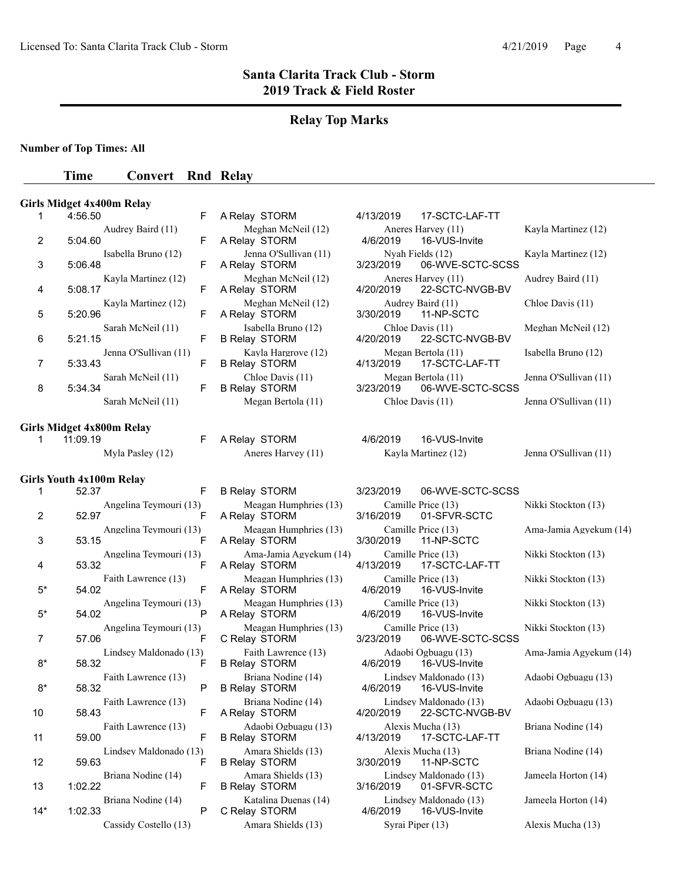# Santa Clarita Track Club - Storm
## 2019 Track & Field Roster

### Relay Top Marks

**Number of Top Times: All**

| | Time | Convert | Rnd | Relay | Date | Meet |
|---|---|---|---|---|---|---|

**Girls Midget 4x400m Relay**

| | Time | Convert | Rnd | Relay | Date | Meet |
|---|---|---|---|---|---|---|
| 1 | 4:56.50 | | F | A Relay STORM | 4/13/2019 | 17-SCTC-LAF-TT |
| | Audrey Baird (11) | | | Meghan McNeil (12) | Aneres Harvey (11) | Kayla Martinez (12) |
| 2 | 5:04.60 | | F | A Relay STORM | 4/6/2019 | 16-VUS-Invite |
| | Isabella Bruno (12) | | | Jenna O'Sullivan (11) | Nyah Fields (12) | Kayla Martinez (12) |
| 3 | 5:06.48 | | F | A Relay STORM | 3/23/2019 | 06-WVE-SCTC-SCSS |
| | Kayla Martinez (12) | | | Meghan McNeil (12) | Aneres Harvey (11) | Audrey Baird (11) |
| 4 | 5:08.17 | | F | A Relay STORM | 4/20/2019 | 22-SCTC-NVGB-BV |
| | Kayla Martinez (12) | | | Meghan McNeil (12) | Audrey Baird (11) | Chloe Davis (11) |
| 5 | 5:20.96 | | F | A Relay STORM | 3/30/2019 | 11-NP-SCTC |
| | Sarah McNeil (11) | | | Isabella Bruno (12) | Chloe Davis (11) | Meghan McNeil (12) |
| 6 | 5:21.15 | | F | B Relay STORM | 4/20/2019 | 22-SCTC-NVGB-BV |
| | Jenna O'Sullivan (11) | | | Kayla Hargrove (12) | Megan Bertola (11) | Isabella Bruno (12) |
| 7 | 5:33.43 | | F | B Relay STORM | 4/13/2019 | 17-SCTC-LAF-TT |
| | Sarah McNeil (11) | | | Chloe Davis (11) | Megan Bertola (11) | Jenna O'Sullivan (11) |
| 8 | 5:34.34 | | F | B Relay STORM | 3/23/2019 | 06-WVE-SCTC-SCSS |
| | Sarah McNeil (11) | | | Megan Bertola (11) | Chloe Davis (11) | Jenna O'Sullivan (11) |

**Girls Midget 4x800m Relay**

| | Time | Convert | Rnd | Relay | Date | Meet |
|---|---|---|---|---|---|---|
| 1 | 11:09.19 | | F | A Relay STORM | 4/6/2019 | 16-VUS-Invite |
| | Myla Pasley (12) | | | Aneres Harvey (11) | Kayla Martinez (12) | Jenna O'Sullivan (11) |

**Girls Youth 4x100m Relay**

| | Time | Convert | Rnd | Relay | Date | Meet |
|---|---|---|---|---|---|---|
| 1 | 52.37 | | F | B Relay STORM | 3/23/2019 | 06-WVE-SCTC-SCSS |
| | Angelina Teymouri (13) | | | Meagan Humphries (13) | Camille Price (13) | Nikki Stockton (13) |
| 2 | 52.97 | | F | A Relay STORM | 3/16/2019 | 01-SFVR-SCTC |
| | Angelina Teymouri (13) | | | Meagan Humphries (13) | Camille Price (13) | Ama-Jamia Agyekum (14) |
| 3 | 53.15 | | F | A Relay STORM | 3/30/2019 | 11-NP-SCTC |
| | Angelina Teymouri (13) | | | Ama-Jamia Agyekum (14) | Camille Price (13) | Nikki Stockton (13) |
| 4 | 53.32 | | F | A Relay STORM | 4/13/2019 | 17-SCTC-LAF-TT |
| | Faith Lawrence (13) | | | Meagan Humphries (13) | Camille Price (13) | Nikki Stockton (13) |
| 5* | 54.02 | | F | A Relay STORM | 4/6/2019 | 16-VUS-Invite |
| | Angelina Teymouri (13) | | | Meagan Humphries (13) | Camille Price (13) | Nikki Stockton (13) |
| 5* | 54.02 | | P | A Relay STORM | 4/6/2019 | 16-VUS-Invite |
| | Angelina Teymouri (13) | | | Meagan Humphries (13) | Camille Price (13) | Nikki Stockton (13) |
| 7 | 57.06 | | F | C Relay STORM | 3/23/2019 | 06-WVE-SCTC-SCSS |
| | Lindsey Maldonado (13) | | | Faith Lawrence (13) | Adaobi Ogbuagu (13) | Ama-Jamia Agyekum (14) |
| 8* | 58.32 | | F | B Relay STORM | 4/6/2019 | 16-VUS-Invite |
| | Faith Lawrence (13) | | | Briana Nodine (14) | Lindsey Maldonado (13) | Adaobi Ogbuagu (13) |
| 8* | 58.32 | | P | B Relay STORM | 4/6/2019 | 16-VUS-Invite |
| | Faith Lawrence (13) | | | Briana Nodine (14) | Lindsey Maldonado (13) | Adaobi Ogbuagu (13) |
| 10 | 58.43 | | F | A Relay STORM | 4/20/2019 | 22-SCTC-NVGB-BV |
| | Faith Lawrence (13) | | | Adaobi Ogbuagu (13) | Alexis Mucha (13) | Briana Nodine (14) |
| 11 | 59.00 | | F | B Relay STORM | 4/13/2019 | 17-SCTC-LAF-TT |
| | Lindsey Maldonado (13) | | | Amara Shields (13) | Alexis Mucha (13) | Briana Nodine (14) |
| 12 | 59.63 | | F | B Relay STORM | 3/30/2019 | 11-NP-SCTC |
| | Briana Nodine (14) | | | Amara Shields (13) | Lindsey Maldonado (13) | Jameela Horton (14) |
| 13 | 1:02.22 | | F | B Relay STORM | 3/16/2019 | 01-SFVR-SCTC |
| | Briana Nodine (14) | | | Katalina Duenas (14) | Lindsey Maldonado (13) | Jameela Horton (14) |
| 14* | 1:02.33 | | P | C Relay STORM | 4/6/2019 | 16-VUS-Invite |
| | Cassidy Costello (13) | | | Amara Shields (13) | Syrai Piper (13) | Alexis Mucha (13) |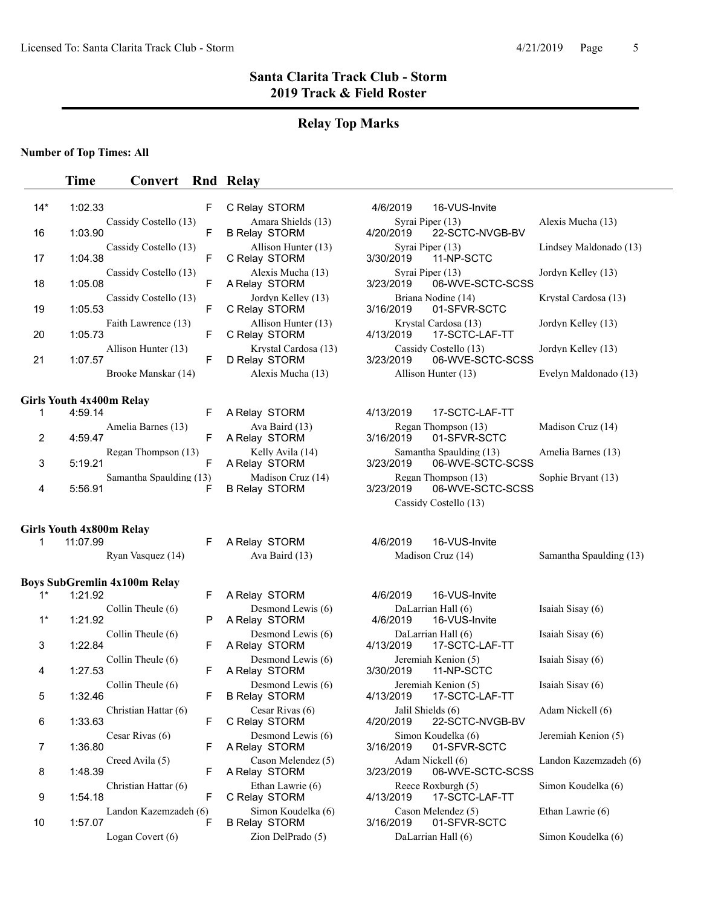# Santa Clarita Track Club - Storm
## 2019 Track & Field Roster

## Relay Top Marks

**Number of Top Times: All**

| | Time | Convert | Rnd | Relay | Date | Meet | |
|---|---|---|---|---|---|---|---|
| 14* | 1:02.33 | | F | C Relay STORM | 4/6/2019 | 16-VUS-Invite | |
| | Cassidy Costello (13) | | | Amara Shields (13) | Syrai Piper (13) | | Alexis Mucha (13) |
| 16 | 1:03.90 | | F | B Relay STORM | 4/20/2019 | 22-SCTC-NVGB-BV | |
| | Cassidy Costello (13) | | | Allison Hunter (13) | Syrai Piper (13) | | Lindsey Maldonado (13) |
| 17 | 1:04.38 | | F | C Relay STORM | 3/30/2019 | 11-NP-SCTC | |
| | Cassidy Costello (13) | | | Alexis Mucha (13) | Syrai Piper (13) | | Jordyn Kelley (13) |
| 18 | 1:05.08 | | F | A Relay STORM | 3/23/2019 | 06-WVE-SCTC-SCSS | |
| | Cassidy Costello (13) | | | Jordyn Kelley (13) | Briana Nodine (14) | | Krystal Cardosa (13) |
| 19 | 1:05.53 | | F | C Relay STORM | 3/16/2019 | 01-SFVR-SCTC | |
| | Faith Lawrence (13) | | | Allison Hunter (13) | Krystal Cardosa (13) | | Jordyn Kelley (13) |
| 20 | 1:05.73 | | F | C Relay STORM | 4/13/2019 | 17-SCTC-LAF-TT | |
| | Allison Hunter (13) | | | Krystal Cardosa (13) | Cassidy Costello (13) | | Jordyn Kelley (13) |
| 21 | 1:07.57 | | F | D Relay STORM | 3/23/2019 | 06-WVE-SCTC-SCSS | |
| | Brooke Manskar (14) | | | Alexis Mucha (13) | Allison Hunter (13) | | Evelyn Maldonado (13) |

**Girls Youth 4x400m Relay**

| | Time | Convert | Rnd | Relay | Date | Meet | |
|---|---|---|---|---|---|---|---|
| 1 | 4:59.14 | | F | A Relay STORM | 4/13/2019 | 17-SCTC-LAF-TT | |
| | Amelia Barnes (13) | | | Ava Baird (13) | Regan Thompson (13) | | Madison Cruz (14) |
| 2 | 4:59.47 | | F | A Relay STORM | 3/16/2019 | 01-SFVR-SCTC | |
| | Regan Thompson (13) | | | Kelly Avila (14) | Samantha Spaulding (13) | | Amelia Barnes (13) |
| 3 | 5:19.21 | | F | A Relay STORM | 3/23/2019 | 06-WVE-SCTC-SCSS | |
| | Samantha Spaulding (13) | | | Madison Cruz (14) | Regan Thompson (13) | | Sophie Bryant (13) |
| 4 | 5:56.91 | | F | B Relay STORM | 3/23/2019 | 06-WVE-SCTC-SCSS | |
| | | | | | Cassidy Costello (13) | | |

**Girls Youth 4x800m Relay**

| | Time | Convert | Rnd | Relay | Date | Meet | |
|---|---|---|---|---|---|---|---|
| 1 | 11:07.99 | | F | A Relay STORM | 4/6/2019 | 16-VUS-Invite | |
| | Ryan Vasquez (14) | | | Ava Baird (13) | Madison Cruz (14) | | Samantha Spaulding (13) |

**Boys SubGremlin 4x100m Relay**

| | Time | Convert | Rnd | Relay | Date | Meet | |
|---|---|---|---|---|---|---|---|
| 1* | 1:21.92 | | F | A Relay STORM | 4/6/2019 | 16-VUS-Invite | |
| | Collin Theule (6) | | | Desmond Lewis (6) | DaLarrian Hall (6) | | Isaiah Sisay (6) |
| 1* | 1:21.92 | | P | A Relay STORM | 4/6/2019 | 16-VUS-Invite | |
| | Collin Theule (6) | | | Desmond Lewis (6) | DaLarrian Hall (6) | | Isaiah Sisay (6) |
| 3 | 1:22.84 | | F | A Relay STORM | 4/13/2019 | 17-SCTC-LAF-TT | |
| | Collin Theule (6) | | | Desmond Lewis (6) | Jeremiah Kenion (5) | | Isaiah Sisay (6) |
| 4 | 1:27.53 | | F | A Relay STORM | 3/30/2019 | 11-NP-SCTC | |
| | Collin Theule (6) | | | Desmond Lewis (6) | Jeremiah Kenion (5) | | Isaiah Sisay (6) |
| 5 | 1:32.46 | | F | B Relay STORM | 4/13/2019 | 17-SCTC-LAF-TT | |
| | Christian Hattar (6) | | | Cesar Rivas (6) | Jalil Shields (6) | | Adam Nickell (6) |
| 6 | 1:33.63 | | F | C Relay STORM | 4/20/2019 | 22-SCTC-NVGB-BV | |
| | Cesar Rivas (6) | | | Desmond Lewis (6) | Simon Koudelka (6) | | Jeremiah Kenion (5) |
| 7 | 1:36.80 | | F | A Relay STORM | 3/16/2019 | 01-SFVR-SCTC | |
| | Creed Avila (5) | | | Cason Melendez (5) | Adam Nickell (6) | | Landon Kazemzadeh (6) |
| 8 | 1:48.39 | | F | A Relay STORM | 3/23/2019 | 06-WVE-SCTC-SCSS | |
| | Christian Hattar (6) | | | Ethan Lawrie (6) | Reece Roxburgh (5) | | Simon Koudelka (6) |
| 9 | 1:54.18 | | F | C Relay STORM | 4/13/2019 | 17-SCTC-LAF-TT | |
| | Landon Kazemzadeh (6) | | | Simon Koudelka (6) | Cason Melendez (5) | | Ethan Lawrie (6) |
| 10 | 1:57.07 | | F | B Relay STORM | 3/16/2019 | 01-SFVR-SCTC | |
| | Logan Covert (6) | | | Zion DelPrado (5) | DaLarrian Hall (6) | | Simon Koudelka (6) |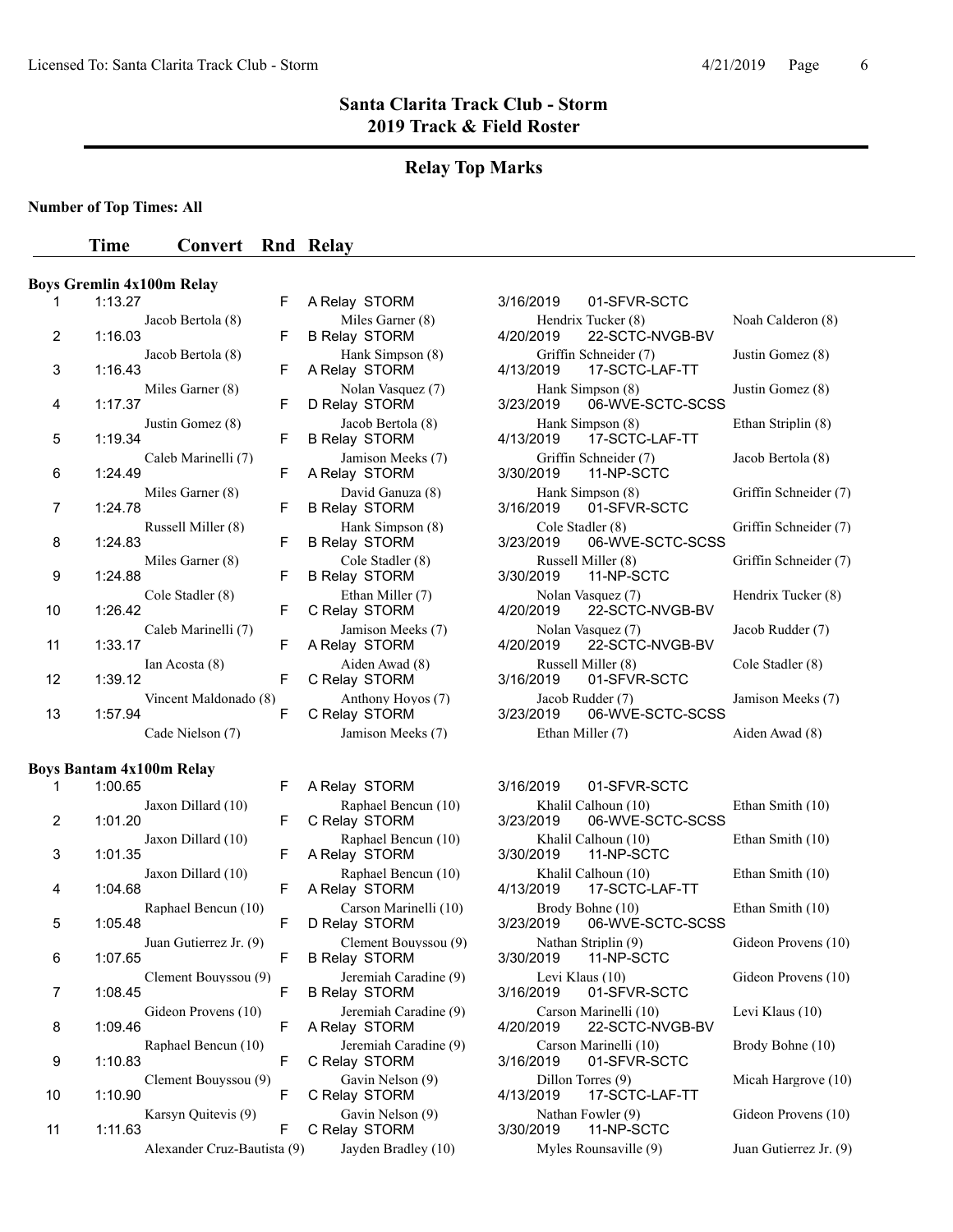# Santa Clarita Track Club - Storm
## 2019 Track & Field Roster

### Relay Top Marks

**Number of Top Times: All**

| | Time | Convert | Rnd | Relay | | |
|---|---|---|---|---|---|---|

**Boys Gremlin 4x100m Relay**

| | Time | Convert | Rnd | Relay | Date | Meet |
|---|---|---|---|---|---|---|
| 1 | 1:13.27 | | F | A Relay STORM | 3/16/2019 | 01-SFVR-SCTC |
| | Jacob Bertola (8) | Miles Garner (8) | | Hendrix Tucker (8) | Noah Calderon (8) | |
| 2 | 1:16.03 | | F | B Relay STORM | 4/20/2019 | 22-SCTC-NVGB-BV |
| | Jacob Bertola (8) | Hank Simpson (8) | | Griffin Schneider (7) | Justin Gomez (8) | |
| 3 | 1:16.43 | | F | A Relay STORM | 4/13/2019 | 17-SCTC-LAF-TT |
| | Miles Garner (8) | Nolan Vasquez (7) | | Hank Simpson (8) | Justin Gomez (8) | |
| 4 | 1:17.37 | | F | D Relay STORM | 3/23/2019 | 06-WVE-SCTC-SCSS |
| | Justin Gomez (8) | Jacob Bertola (8) | | Hank Simpson (8) | Ethan Striplin (8) | |
| 5 | 1:19.34 | | F | B Relay STORM | 4/13/2019 | 17-SCTC-LAF-TT |
| | Caleb Marinelli (7) | Jamison Meeks (7) | | Griffin Schneider (7) | Jacob Bertola (8) | |
| 6 | 1:24.49 | | F | A Relay STORM | 3/30/2019 | 11-NP-SCTC |
| | Miles Garner (8) | David Ganuza (8) | | Hank Simpson (8) | Griffin Schneider (7) | |
| 7 | 1:24.78 | | F | B Relay STORM | 3/16/2019 | 01-SFVR-SCTC |
| | Russell Miller (8) | Hank Simpson (8) | | Cole Stadler (8) | Griffin Schneider (7) | |
| 8 | 1:24.83 | | F | B Relay STORM | 3/23/2019 | 06-WVE-SCTC-SCSS |
| | Miles Garner (8) | Cole Stadler (8) | | Russell Miller (8) | Griffin Schneider (7) | |
| 9 | 1:24.88 | | F | B Relay STORM | 3/30/2019 | 11-NP-SCTC |
| | Cole Stadler (8) | Ethan Miller (7) | | Nolan Vasquez (7) | Hendrix Tucker (8) | |
| 10 | 1:26.42 | | F | C Relay STORM | 4/20/2019 | 22-SCTC-NVGB-BV |
| | Caleb Marinelli (7) | Jamison Meeks (7) | | Nolan Vasquez (7) | Jacob Rudder (7) | |
| 11 | 1:33.17 | | F | A Relay STORM | 4/20/2019 | 22-SCTC-NVGB-BV |
| | Ian Acosta (8) | Aiden Awad (8) | | Russell Miller (8) | Cole Stadler (8) | |
| 12 | 1:39.12 | | F | C Relay STORM | 3/16/2019 | 01-SFVR-SCTC |
| | Vincent Maldonado (8) | Anthony Hoyos (7) | | Jacob Rudder (7) | Jamison Meeks (7) | |
| 13 | 1:57.94 | | F | C Relay STORM | 3/23/2019 | 06-WVE-SCTC-SCSS |
| | Cade Nielson (7) | Jamison Meeks (7) | | Ethan Miller (7) | Aiden Awad (8) | |

**Boys Bantam 4x100m Relay**

| | Time | Convert | Rnd | Relay | Date | Meet |
|---|---|---|---|---|---|---|
| 1 | 1:00.65 | | F | A Relay STORM | 3/16/2019 | 01-SFVR-SCTC |
| | Jaxon Dillard (10) | Raphael Bencun (10) | | Khalil Calhoun (10) | Ethan Smith (10) | |
| 2 | 1:01.20 | | F | C Relay STORM | 3/23/2019 | 06-WVE-SCTC-SCSS |
| | Jaxon Dillard (10) | Raphael Bencun (10) | | Khalil Calhoun (10) | Ethan Smith (10) | |
| 3 | 1:01.35 | | F | A Relay STORM | 3/30/2019 | 11-NP-SCTC |
| | Jaxon Dillard (10) | Raphael Bencun (10) | | Khalil Calhoun (10) | Ethan Smith (10) | |
| 4 | 1:04.68 | | F | A Relay STORM | 4/13/2019 | 17-SCTC-LAF-TT |
| | Raphael Bencun (10) | Carson Marinelli (10) | | Brody Bohne (10) | Ethan Smith (10) | |
| 5 | 1:05.48 | | F | D Relay STORM | 3/23/2019 | 06-WVE-SCTC-SCSS |
| | Juan Gutierrez Jr. (9) | Clement Bouyssou (9) | | Nathan Striplin (9) | Gideon Provens (10) | |
| 6 | 1:07.65 | | F | B Relay STORM | 3/30/2019 | 11-NP-SCTC |
| | Clement Bouyssou (9) | Jeremiah Caradine (9) | | Levi Klaus (10) | Gideon Provens (10) | |
| 7 | 1:08.45 | | F | B Relay STORM | 3/16/2019 | 01-SFVR-SCTC |
| | Gideon Provens (10) | Jeremiah Caradine (9) | | Carson Marinelli (10) | Levi Klaus (10) | |
| 8 | 1:09.46 | | F | A Relay STORM | 4/20/2019 | 22-SCTC-NVGB-BV |
| | Raphael Bencun (10) | Jeremiah Caradine (9) | | Carson Marinelli (10) | Brody Bohne (10) | |
| 9 | 1:10.83 | | F | C Relay STORM | 3/16/2019 | 01-SFVR-SCTC |
| | Clement Bouyssou (9) | Gavin Nelson (9) | | Dillon Torres (9) | Micah Hargrove (10) | |
| 10 | 1:10.90 | | F | C Relay STORM | 4/13/2019 | 17-SCTC-LAF-TT |
| | Karsyn Quitevis (9) | Gavin Nelson (9) | | Nathan Fowler (9) | Gideon Provens (10) | |
| 11 | 1:11.63 | | F | C Relay STORM | 3/30/2019 | 11-NP-SCTC |
| | Alexander Cruz-Bautista (9) | Jayden Bradley (10) | | Myles Rounsaville (9) | Juan Gutierrez Jr. (9) | |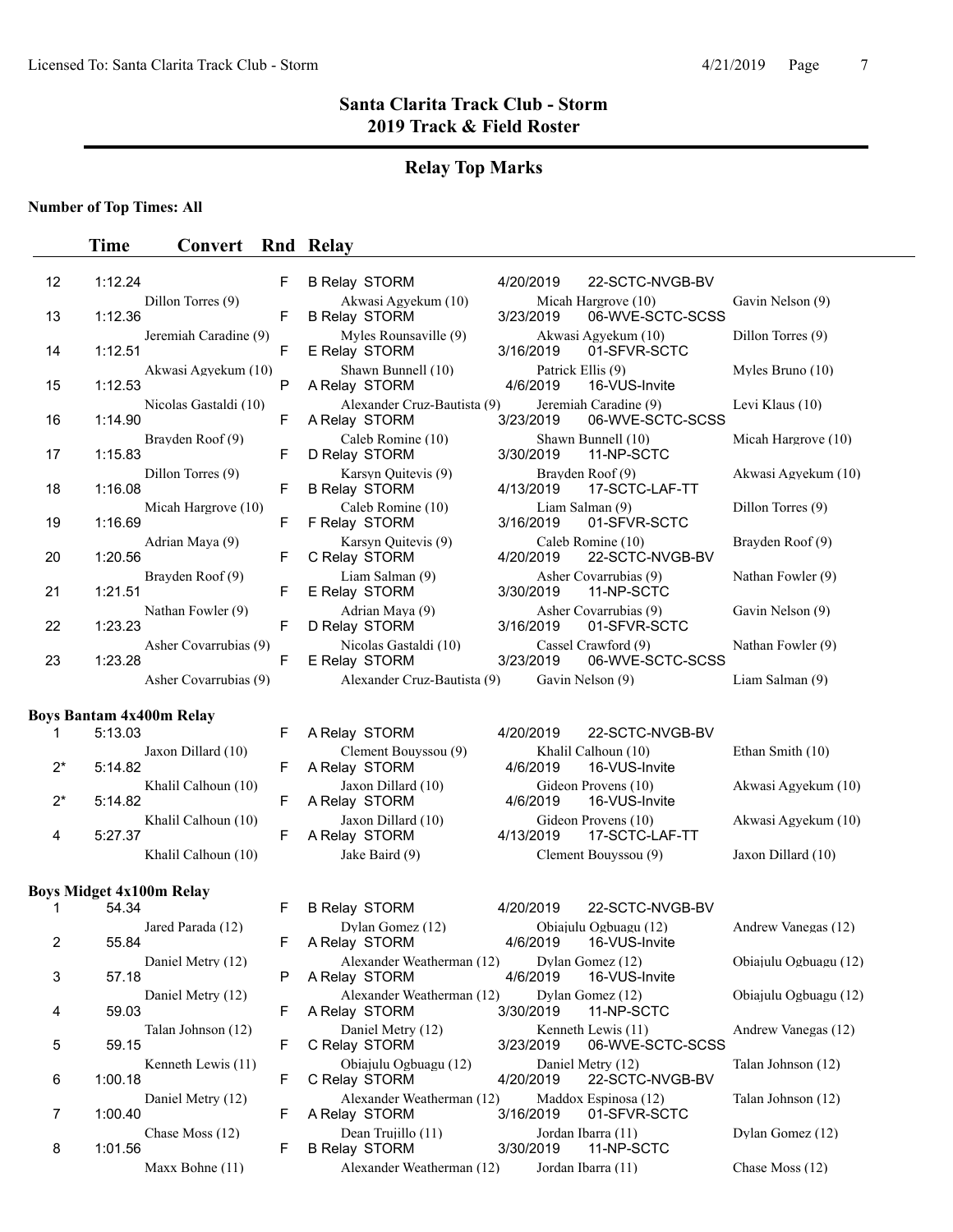# Santa Clarita Track Club - Storm
## 2019 Track & Field Roster

### Relay Top Marks

**Number of Top Times: All**

| | Time | Convert | Rnd | Relay | Date | Meet |
|---|---|---|---|---|---|---|
| 12 | 1:12.24 | | F | B Relay STORM | 4/20/2019 | 22-SCTC-NVGB-BV |
| | Dillon Torres (9) | | | Akwasi Agyekum (10) | Micah Hargrove (10) | Gavin Nelson (9) |
| 13 | 1:12.36 | | F | B Relay STORM | 3/23/2019 | 06-WVE-SCTC-SCSS |
| | Jeremiah Caradine (9) | | | Myles Rounsaville (9) | Akwasi Agyekum (10) | Dillon Torres (9) |
| 14 | 1:12.51 | | F | E Relay STORM | 3/16/2019 | 01-SFVR-SCTC |
| | Akwasi Agyekum (10) | | | Shawn Bunnell (10) | Patrick Ellis (9) | Myles Bruno (10) |
| 15 | 1:12.53 | | P | A Relay STORM | 4/6/2019 | 16-VUS-Invite |
| | Nicolas Gastaldi (10) | | | Alexander Cruz-Bautista (9) | Jeremiah Caradine (9) | Levi Klaus (10) |
| 16 | 1:14.90 | | F | A Relay STORM | 3/23/2019 | 06-WVE-SCTC-SCSS |
| | Brayden Roof (9) | | | Caleb Romine (10) | Shawn Bunnell (10) | Micah Hargrove (10) |
| 17 | 1:15.83 | | F | D Relay STORM | 3/30/2019 | 11-NP-SCTC |
| | Dillon Torres (9) | | | Karsyn Quitevis (9) | Brayden Roof (9) | Akwasi Agyekum (10) |
| 18 | 1:16.08 | | F | B Relay STORM | 4/13/2019 | 17-SCTC-LAF-TT |
| | Micah Hargrove (10) | | | Caleb Romine (10) | Liam Salman (9) | Dillon Torres (9) |
| 19 | 1:16.69 | | F | F Relay STORM | 3/16/2019 | 01-SFVR-SCTC |
| | Adrian Maya (9) | | | Karsyn Quitevis (9) | Caleb Romine (10) | Brayden Roof (9) |
| 20 | 1:20.56 | | F | C Relay STORM | 4/20/2019 | 22-SCTC-NVGB-BV |
| | Brayden Roof (9) | | | Liam Salman (9) | Asher Covarrubias (9) | Nathan Fowler (9) |
| 21 | 1:21.51 | | F | E Relay STORM | 3/30/2019 | 11-NP-SCTC |
| | Nathan Fowler (9) | | | Adrian Maya (9) | Asher Covarrubias (9) | Gavin Nelson (9) |
| 22 | 1:23.23 | | F | D Relay STORM | 3/16/2019 | 01-SFVR-SCTC |
| | Asher Covarrubias (9) | | | Nicolas Gastaldi (10) | Cassel Crawford (9) | Nathan Fowler (9) |
| 23 | 1:23.28 | | F | E Relay STORM | 3/23/2019 | 06-WVE-SCTC-SCSS |
| | Asher Covarrubias (9) | | | Alexander Cruz-Bautista (9) | Gavin Nelson (9) | Liam Salman (9) |

**Boys Bantam 4x400m Relay**

| | Time | Convert | Rnd | Relay | Date | Meet |
|---|---|---|---|---|---|---|
| 1 | 5:13.03 | | F | A Relay STORM | 4/20/2019 | 22-SCTC-NVGB-BV |
| | Jaxon Dillard (10) | | | Clement Bouyssou (9) | Khalil Calhoun (10) | Ethan Smith (10) |
| 2* | 5:14.82 | | F | A Relay STORM | 4/6/2019 | 16-VUS-Invite |
| | Khalil Calhoun (10) | | | Jaxon Dillard (10) | Gideon Provens (10) | Akwasi Agyekum (10) |
| 2* | 5:14.82 | | F | A Relay STORM | 4/6/2019 | 16-VUS-Invite |
| | Khalil Calhoun (10) | | | Jaxon Dillard (10) | Gideon Provens (10) | Akwasi Agyekum (10) |
| 4 | 5:27.37 | | F | A Relay STORM | 4/13/2019 | 17-SCTC-LAF-TT |
| | Khalil Calhoun (10) | | | Jake Baird (9) | Clement Bouyssou (9) | Jaxon Dillard (10) |

**Boys Midget 4x100m Relay**

| | Time | Convert | Rnd | Relay | Date | Meet |
|---|---|---|---|---|---|---|
| 1 | 54.34 | | F | B Relay STORM | 4/20/2019 | 22-SCTC-NVGB-BV |
| | Jared Parada (12) | | | Dylan Gomez (12) | Obiajulu Ogbuagu (12) | Andrew Vanegas (12) |
| 2 | 55.84 | | F | A Relay STORM | 4/6/2019 | 16-VUS-Invite |
| | Daniel Metry (12) | | | Alexander Weatherman (12) | Dylan Gomez (12) | Obiajulu Ogbuagu (12) |
| 3 | 57.18 | | P | A Relay STORM | 4/6/2019 | 16-VUS-Invite |
| | Daniel Metry (12) | | | Alexander Weatherman (12) | Dylan Gomez (12) | Obiajulu Ogbuagu (12) |
| 4 | 59.03 | | F | A Relay STORM | 3/30/2019 | 11-NP-SCTC |
| | Talan Johnson (12) | | | Daniel Metry (12) | Kenneth Lewis (11) | Andrew Vanegas (12) |
| 5 | 59.15 | | F | C Relay STORM | 3/23/2019 | 06-WVE-SCTC-SCSS |
| | Kenneth Lewis (11) | | | Obiajulu Ogbuagu (12) | Daniel Metry (12) | Talan Johnson (12) |
| 6 | 1:00.18 | | F | C Relay STORM | 4/20/2019 | 22-SCTC-NVGB-BV |
| | Daniel Metry (12) | | | Alexander Weatherman (12) | Maddox Espinosa (12) | Talan Johnson (12) |
| 7 | 1:00.40 | | F | A Relay STORM | 3/16/2019 | 01-SFVR-SCTC |
| | Chase Moss (12) | | | Dean Trujillo (11) | Jordan Ibarra (11) | Dylan Gomez (12) |
| 8 | 1:01.56 | | F | B Relay STORM | 3/30/2019 | 11-NP-SCTC |
| | Maxx Bohne (11) | | | Alexander Weatherman (12) | Jordan Ibarra (11) | Chase Moss (12) |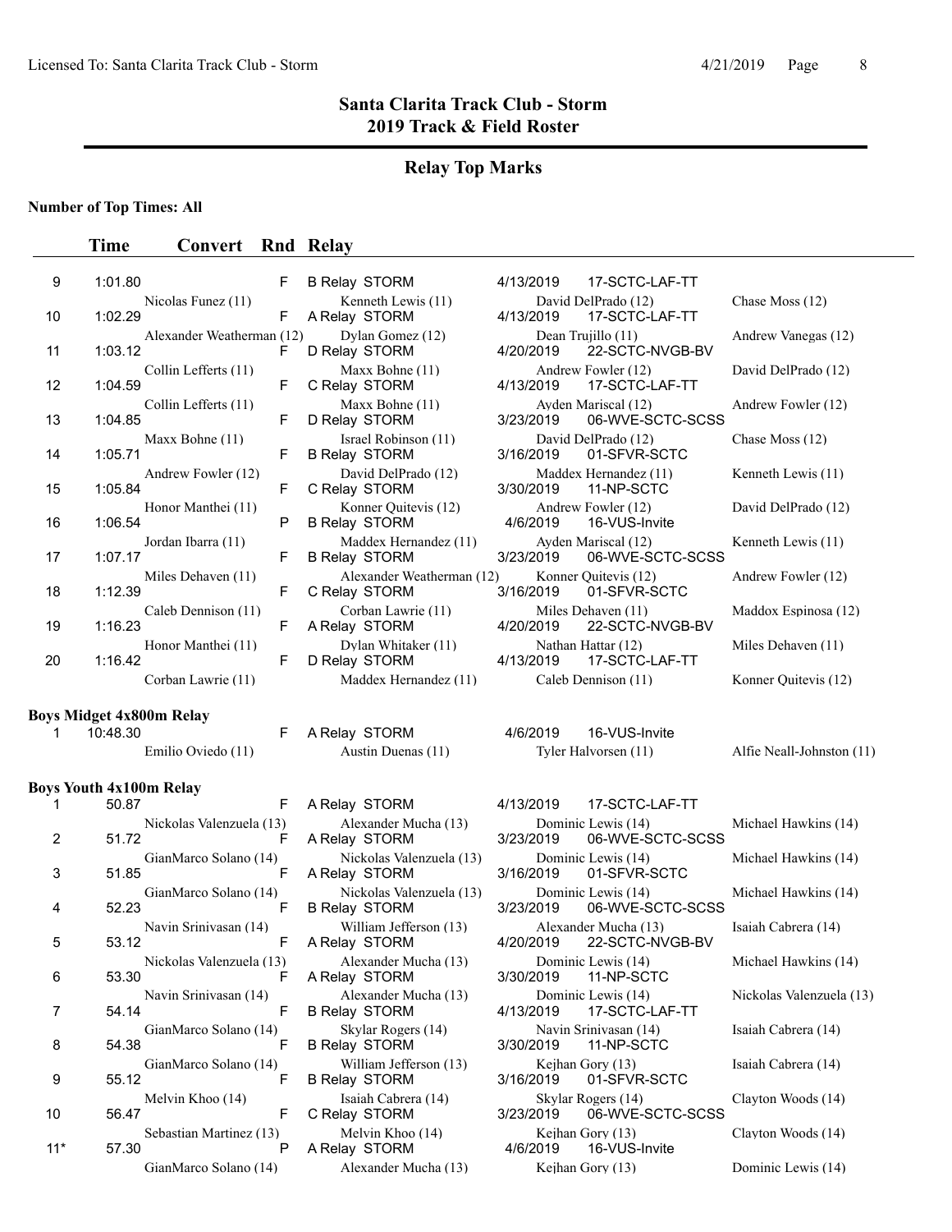# Santa Clarita Track Club - Storm
## 2019 Track & Field Roster

### Relay Top Marks

**Number of Top Times: All**

| | Time | Convert | Rnd | Relay | Date | Meet | |
|---|---|---|---|---|---|---|---|
| 9 | 1:01.80 | | F | B Relay STORM | 4/13/2019 | 17-SCTC-LAF-TT | |
| | Nicolas Funez (11) | | | Kenneth Lewis (11) | David DelPrado (12) | | Chase Moss (12) |
| 10 | 1:02.29 | | F | A Relay STORM | 4/13/2019 | 17-SCTC-LAF-TT | |
| | Alexander Weatherman (12) | | | Dylan Gomez (12) | Dean Trujillo (11) | | Andrew Vanegas (12) |
| 11 | 1:03.12 | | F | D Relay STORM | 4/20/2019 | 22-SCTC-NVGB-BV | |
| | Collin Lefferts (11) | | | Maxx Bohne (11) | Andrew Fowler (12) | | David DelPrado (12) |
| 12 | 1:04.59 | | F | C Relay STORM | 4/13/2019 | 17-SCTC-LAF-TT | |
| | Collin Lefferts (11) | | | Maxx Bohne (11) | Ayden Mariscal (12) | | Andrew Fowler (12) |
| 13 | 1:04.85 | | F | D Relay STORM | 3/23/2019 | 06-WVE-SCTC-SCSS | |
| | Maxx Bohne (11) | | | Israel Robinson (11) | David DelPrado (12) | | Chase Moss (12) |
| 14 | 1:05.71 | | F | B Relay STORM | 3/16/2019 | 01-SFVR-SCTC | |
| | Andrew Fowler (12) | | | David DelPrado (12) | Maddex Hernandez (11) | | Kenneth Lewis (11) |
| 15 | 1:05.84 | | F | C Relay STORM | 3/30/2019 | 11-NP-SCTC | |
| | Honor Manthei (11) | | | Konner Quitevis (12) | Andrew Fowler (12) | | David DelPrado (12) |
| 16 | 1:06.54 | | P | B Relay STORM | 4/6/2019 | 16-VUS-Invite | |
| | Jordan Ibarra (11) | | | Maddex Hernandez (11) | Ayden Mariscal (12) | | Kenneth Lewis (11) |
| 17 | 1:07.17 | | F | B Relay STORM | 3/23/2019 | 06-WVE-SCTC-SCSS | |
| | Miles Dehaven (11) | | | Alexander Weatherman (12) | Konner Quitevis (12) | | Andrew Fowler (12) |
| 18 | 1:12.39 | | F | C Relay STORM | 3/16/2019 | 01-SFVR-SCTC | |
| | Caleb Dennison (11) | | | Corban Lawrie (11) | Miles Dehaven (11) | | Maddox Espinosa (12) |
| 19 | 1:16.23 | | F | A Relay STORM | 4/20/2019 | 22-SCTC-NVGB-BV | |
| | Honor Manthei (11) | | | Dylan Whitaker (11) | Nathan Hattar (12) | | Miles Dehaven (11) |
| 20 | 1:16.42 | | F | D Relay STORM | 4/13/2019 | 17-SCTC-LAF-TT | |
| | Corban Lawrie (11) | | | Maddex Hernandez (11) | Caleb Dennison (11) | | Konner Quitevis (12) |

**Boys Midget 4x800m Relay**

| | Time | Convert | Rnd | Relay | Date | Meet | |
|---|---|---|---|---|---|---|---|
| 1 | 10:48.30 | | F | A Relay STORM | 4/6/2019 | 16-VUS-Invite | |
| | Emilio Oviedo (11) | | | Austin Duenas (11) | Tyler Halvorsen (11) | | Alfie Neall-Johnston (11) |

**Boys Youth 4x100m Relay**

| | Time | Convert | Rnd | Relay | Date | Meet | |
|---|---|---|---|---|---|---|---|
| 1 | 50.87 | | F | A Relay STORM | 4/13/2019 | 17-SCTC-LAF-TT | |
| | Nickolas Valenzuela (13) | | | Alexander Mucha (13) | Dominic Lewis (14) | | Michael Hawkins (14) |
| 2 | 51.72 | | F | A Relay STORM | 3/23/2019 | 06-WVE-SCTC-SCSS | |
| | GianMarco Solano (14) | | | Nickolas Valenzuela (13) | Dominic Lewis (14) | | Michael Hawkins (14) |
| 3 | 51.85 | | F | A Relay STORM | 3/16/2019 | 01-SFVR-SCTC | |
| | GianMarco Solano (14) | | | Nickolas Valenzuela (13) | Dominic Lewis (14) | | Michael Hawkins (14) |
| 4 | 52.23 | | F | B Relay STORM | 3/23/2019 | 06-WVE-SCTC-SCSS | |
| | Navin Srinivasan (14) | | | William Jefferson (13) | Alexander Mucha (13) | | Isaiah Cabrera (14) |
| 5 | 53.12 | | F | A Relay STORM | 4/20/2019 | 22-SCTC-NVGB-BV | |
| | Nickolas Valenzuela (13) | | | Alexander Mucha (13) | Dominic Lewis (14) | | Michael Hawkins (14) |
| 6 | 53.30 | | F | A Relay STORM | 3/30/2019 | 11-NP-SCTC | |
| | Navin Srinivasan (14) | | | Alexander Mucha (13) | Dominic Lewis (14) | | Nickolas Valenzuela (13) |
| 7 | 54.14 | | F | B Relay STORM | 4/13/2019 | 17-SCTC-LAF-TT | |
| | GianMarco Solano (14) | | | Skylar Rogers (14) | Navin Srinivasan (14) | | Isaiah Cabrera (14) |
| 8 | 54.38 | | F | B Relay STORM | 3/30/2019 | 11-NP-SCTC | |
| | GianMarco Solano (14) | | | William Jefferson (13) | Kejhan Gory (13) | | Isaiah Cabrera (14) |
| 9 | 55.12 | | F | B Relay STORM | 3/16/2019 | 01-SFVR-SCTC | |
| | Melvin Khoo (14) | | | Isaiah Cabrera (14) | Skylar Rogers (14) | | Clayton Woods (14) |
| 10 | 56.47 | | F | C Relay STORM | 3/23/2019 | 06-WVE-SCTC-SCSS | |
| | Sebastian Martinez (13) | | | Melvin Khoo (14) | Kejhan Gory (13) | | Clayton Woods (14) |
| 11* | 57.30 | | P | A Relay STORM | 4/6/2019 | 16-VUS-Invite | |
| | GianMarco Solano (14) | | | Alexander Mucha (13) | Kejhan Gory (13) | | Dominic Lewis (14) |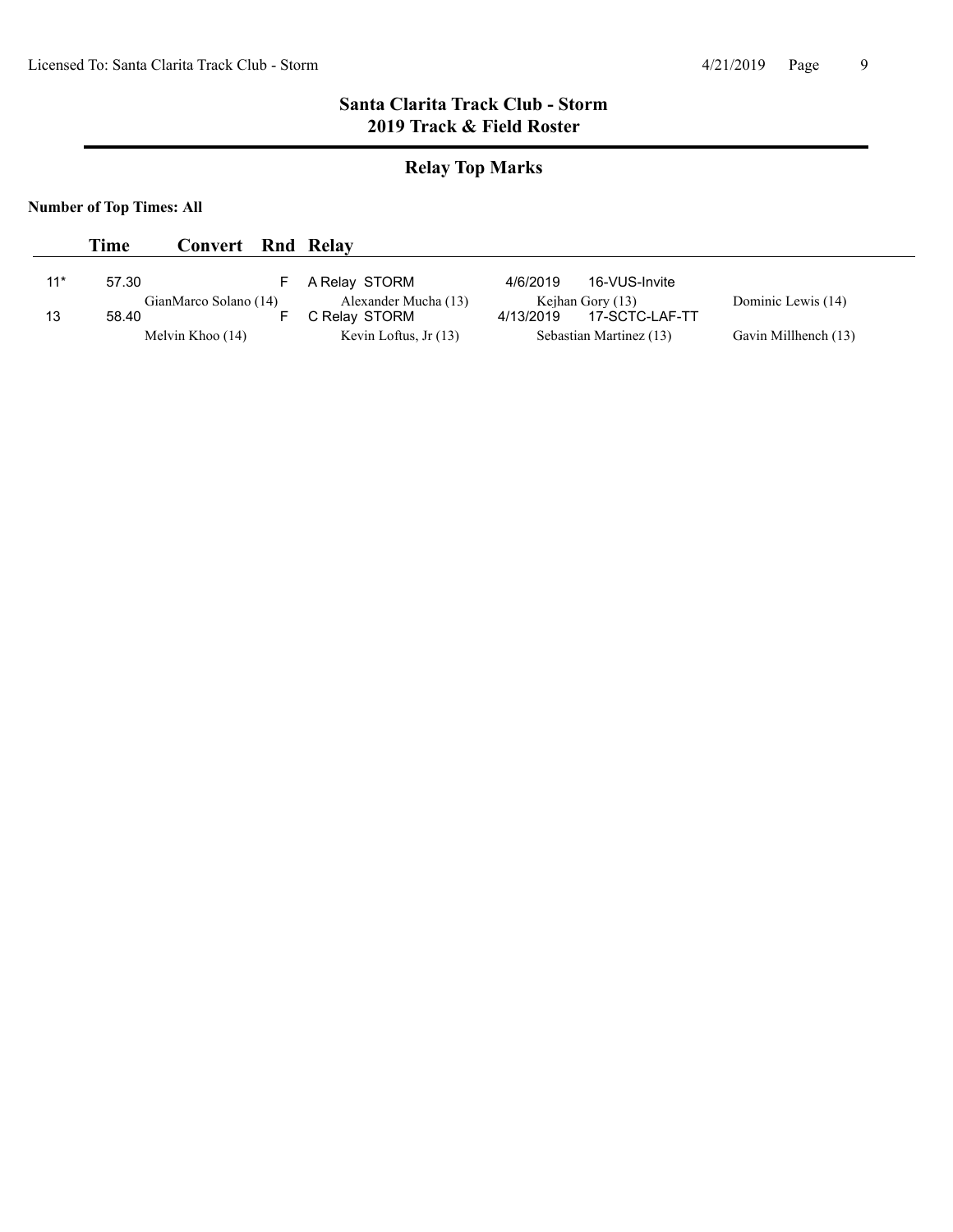## Santa Clarita Track Club - Storm
## 2019 Track & Field Roster

### Relay Top Marks

**Number of Top Times: All**

| | Time | Convert | Rnd | Relay | | | |
|---|---|---|---|---|---|---|---|
| 11* | 57.30 | | F | A Relay STORM | 4/6/2019 | 16-VUS-Invite | |
| | | GianMarco Solano (14) | | Alexander Mucha (13) | Kejhan Gory (13) | | Dominic Lewis (14) |
| 13 | 58.40 | | F | C Relay STORM | 4/13/2019 | 17-SCTC-LAF-TT | |
| | | Melvin Khoo (14) | | Kevin Loftus, Jr (13) | Sebastian Martinez (13) | | Gavin Millhench (13) |